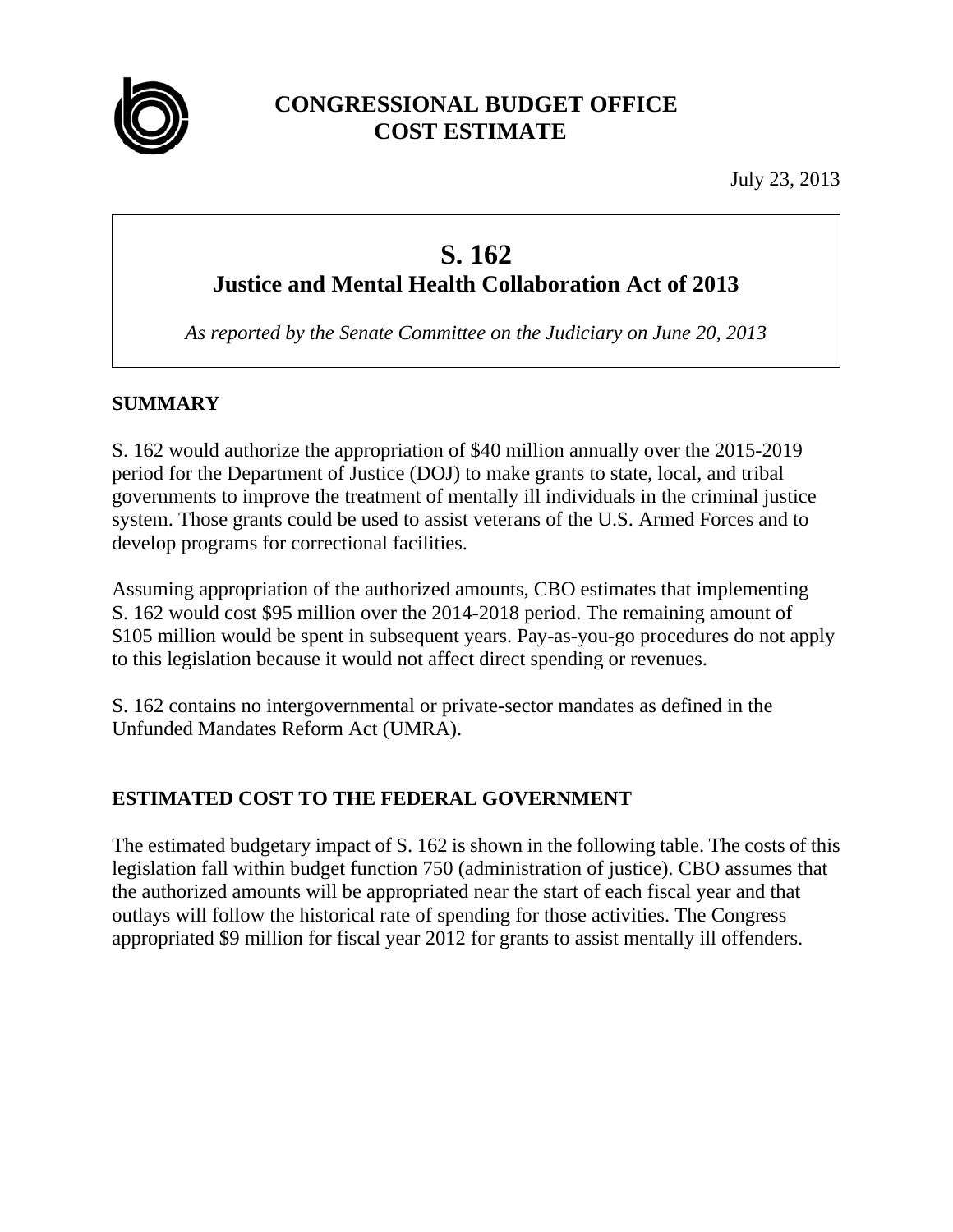# CONGRESSIONAL BUDGET OFFICE
# COST ESTIMATE

July 23, 2013

## S. 162
## Justice and Mental Health Collaboration Act of 2013

*As reported by the Senate Committee on the Judiciary on June 20, 2013*

### SUMMARY

S. 162 would authorize the appropriation of $40 million annually over the 2015-2019 period for the Department of Justice (DOJ) to make grants to state, local, and tribal governments to improve the treatment of mentally ill individuals in the criminal justice system. Those grants could be used to assist veterans of the U.S. Armed Forces and to develop programs for correctional facilities.

Assuming appropriation of the authorized amounts, CBO estimates that implementing S. 162 would cost $95 million over the 2014-2018 period. The remaining amount of $105 million would be spent in subsequent years. Pay-as-you-go procedures do not apply to this legislation because it would not affect direct spending or revenues.

S. 162 contains no intergovernmental or private-sector mandates as defined in the Unfunded Mandates Reform Act (UMRA).

### ESTIMATED COST TO THE FEDERAL GOVERNMENT

The estimated budgetary impact of S. 162 is shown in the following table. The costs of this legislation fall within budget function 750 (administration of justice). CBO assumes that the authorized amounts will be appropriated near the start of each fiscal year and that outlays will follow the historical rate of spending for those activities. The Congress appropriated $9 million for fiscal year 2012 for grants to assist mentally ill offenders.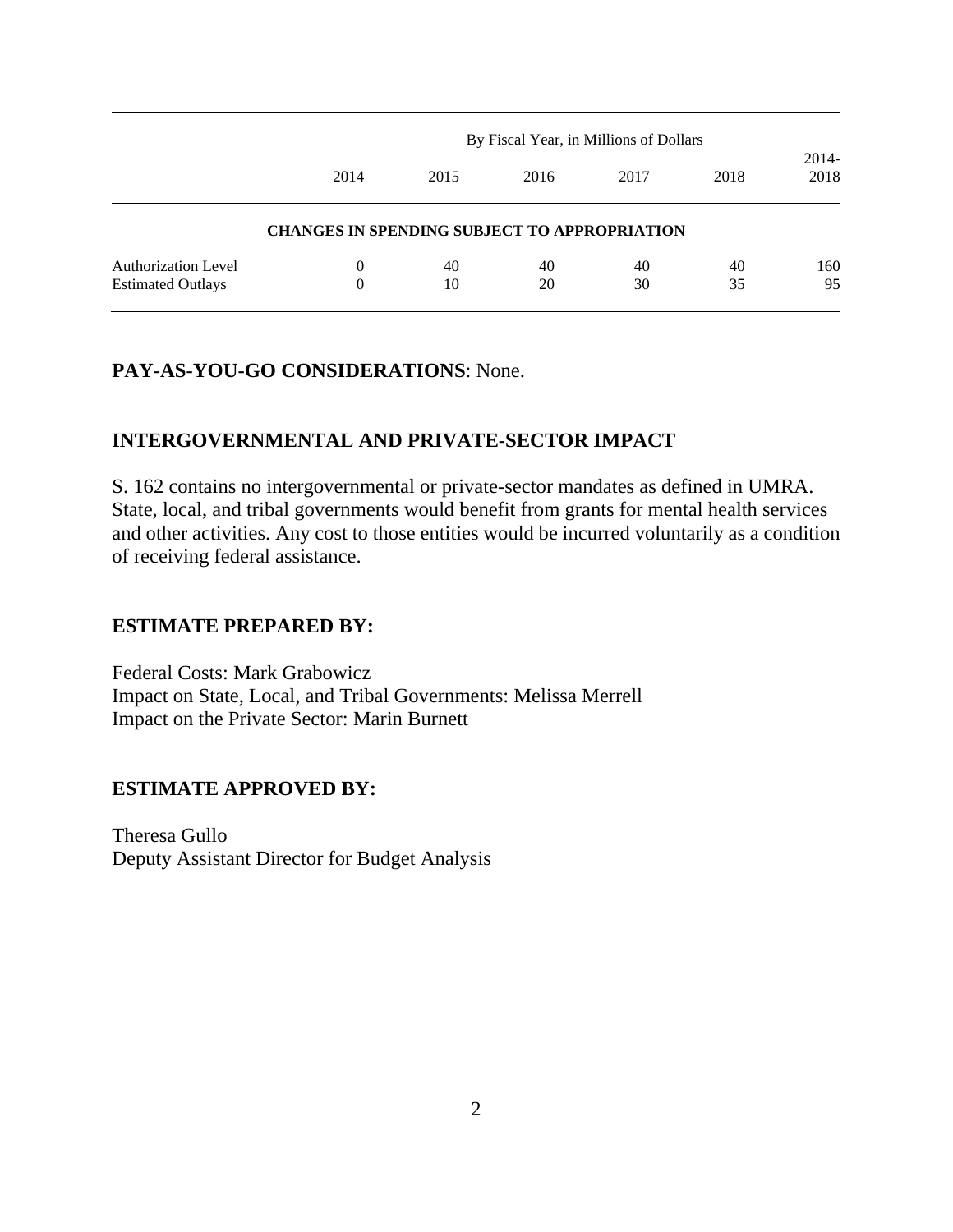| | By Fiscal Year, in Millions of Dollars | | | | | |
|---|---|---|---|---|---|---|
| | 2014 | 2015 | 2016 | 2017 | 2018 | 2014-2018 |
| **CHANGES IN SPENDING SUBJECT TO APPROPRIATION** | | | | | | |
| Authorization Level | 0 | 40 | 40 | 40 | 40 | 160 |
| Estimated Outlays | 0 | 10 | 20 | 30 | 35 | 95 |

**PAY-AS-YOU-GO CONSIDERATIONS**: None.

## INTERGOVERNMENTAL AND PRIVATE-SECTOR IMPACT

S. 162 contains no intergovernmental or private-sector mandates as defined in UMRA. State, local, and tribal governments would benefit from grants for mental health services and other activities. Any cost to those entities would be incurred voluntarily as a condition of receiving federal assistance.

## ESTIMATE PREPARED BY:

Federal Costs: Mark Grabowicz
Impact on State, Local, and Tribal Governments: Melissa Merrell
Impact on the Private Sector: Marin Burnett

## ESTIMATE APPROVED BY:

Theresa Gullo
Deputy Assistant Director for Budget Analysis